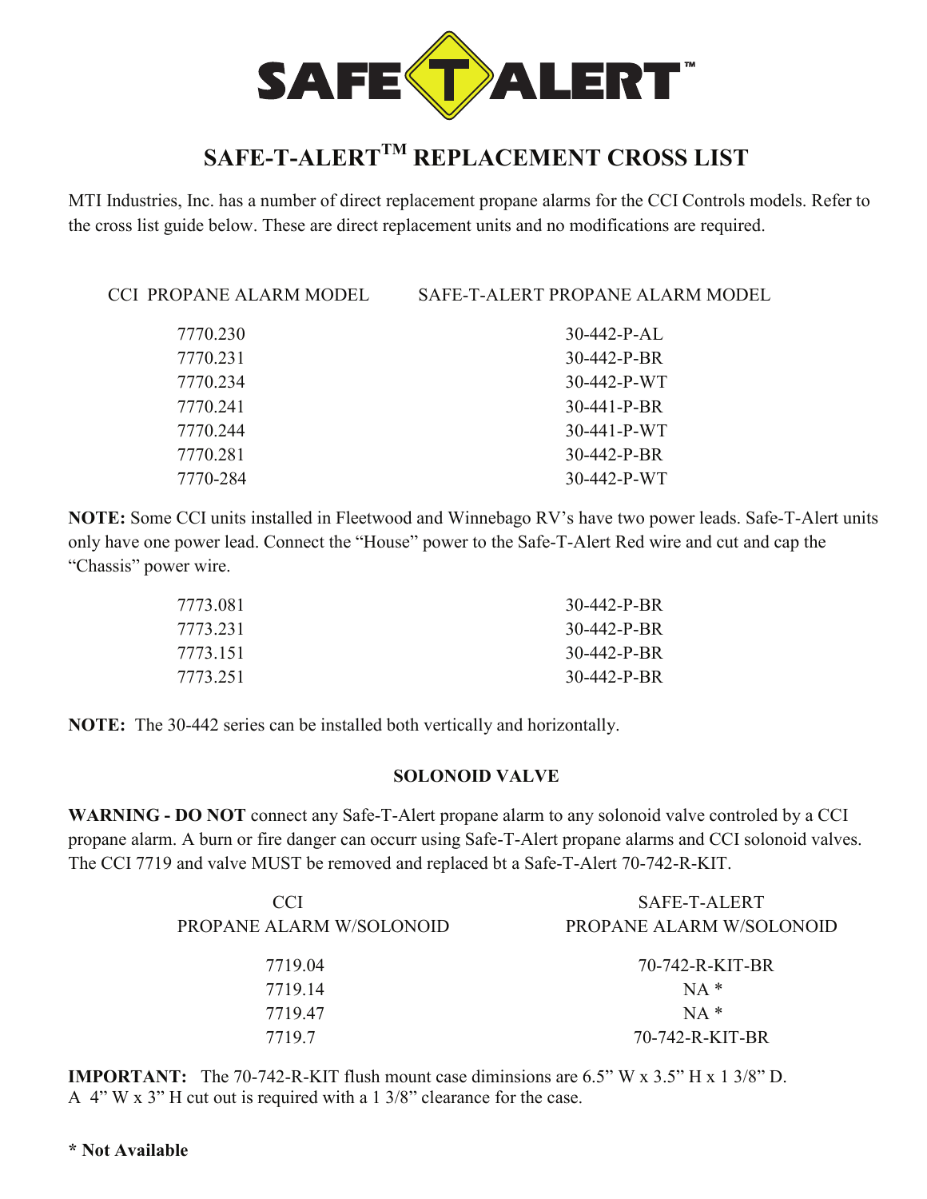# SAFE-T-ALERT™

## SAFE-T-ALERT™ REPLACEMENT CROSS LIST

MTI Industries, Inc. has a number of direct replacement propane alarms for the CCI Controls models. Refer to the cross list guide below. These are direct replacement units and no modifications are required.

| CCI PROPANE ALARM MODEL | SAFE-T-ALERT PROPANE ALARM MODEL |
| --- | --- |
| 7770.230 | 30-442-P-AL |
| 7770.231 | 30-442-P-BR |
| 7770.234 | 30-442-P-WT |
| 7770.241 | 30-441-P-BR |
| 7770.244 | 30-441-P-WT |
| 7770.281 | 30-442-P-BR |
| 7770-284 | 30-442-P-WT |

**NOTE:** Some CCI units installed in Fleetwood and Winnebago RV's have two power leads. Safe-T-Alert units only have one power lead. Connect the "House" power to the Safe-T-Alert Red wire and cut and cap the "Chassis" power wire.

| CCI PROPANE ALARM MODEL | SAFE-T-ALERT PROPANE ALARM MODEL |
| --- | --- |
| 7773.081 | 30-442-P-BR |
| 7773.231 | 30-442-P-BR |
| 7773.151 | 30-442-P-BR |
| 7773.251 | 30-442-P-BR |

**NOTE:** The 30-442 series can be installed both vertically and horizontally.

### SOLONOID VALVE

**WARNING - DO NOT** connect any Safe-T-Alert propane alarm to any solonoid valve controled by a CCI propane alarm. A burn or fire danger can occurr using Safe-T-Alert propane alarms and CCI solonoid valves. The CCI 7719 and valve MUST be removed and replaced bt a Safe-T-Alert 70-742-R-KIT.

| CCI PROPANE ALARM W/SOLONOID | SAFE-T-ALERT PROPANE ALARM W/SOLONOID |
| --- | --- |
| 7719.04 | 70-742-R-KIT-BR |
| 7719.14 | NA * |
| 7719.47 | NA * |
| 7719.7 | 70-742-R-KIT-BR |

**IMPORTANT:** The 70-742-R-KIT flush mount case diminsions are 6.5" W x 3.5" H x 1 3/8" D.
A 4" W x 3" H cut out is required with a 1 3/8" clearance for the case.

**\* Not Available**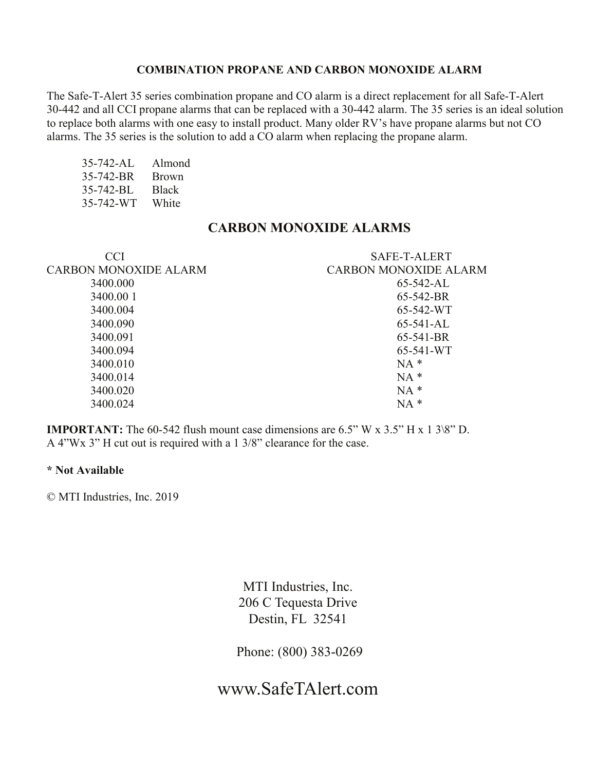**COMBINATION PROPANE AND CARBON MONOXIDE ALARM**

The Safe-T-Alert 35 series combination propane and CO alarm is a direct replacement for all Safe-T-Alert 30-442 and all CCI propane alarms that can be replaced with a 30-442 alarm. The 35 series is an ideal solution to replace both alarms with one easy to install product. Many older RV's have propane alarms but not CO alarms. The 35 series is the solution to add a CO alarm when replacing the propane alarm.

| | |
|---|---|
| 35-742-AL | Almond |
| 35-742-BR | Brown |
| 35-742-BL | Black |
| 35-742-WT | White |

## CARBON MONOXIDE ALARMS

| CCI CARBON MONOXIDE ALARM | SAFE-T-ALERT CARBON MONOXIDE ALARM |
|---|---|
| 3400.000 | 65-542-AL |
| 3400.00 1 | 65-542-BR |
| 3400.004 | 65-542-WT |
| 3400.090 | 65-541-AL |
| 3400.091 | 65-541-BR |
| 3400.094 | 65-541-WT |
| 3400.010 | NA * |
| 3400.014 | NA * |
| 3400.020 | NA * |
| 3400.024 | NA * |

**IMPORTANT:** The 60-542 flush mount case dimensions are 6.5" W x 3.5" H x 1 3\8" D. A 4"Wx 3" H cut out is required with a 1 3/8" clearance for the case.

**\* Not Available**

© MTI Industries, Inc. 2019

MTI Industries, Inc.
206 C Tequesta Drive
Destin, FL 32541

Phone: (800) 383-0269

www.SafeTAlert.com